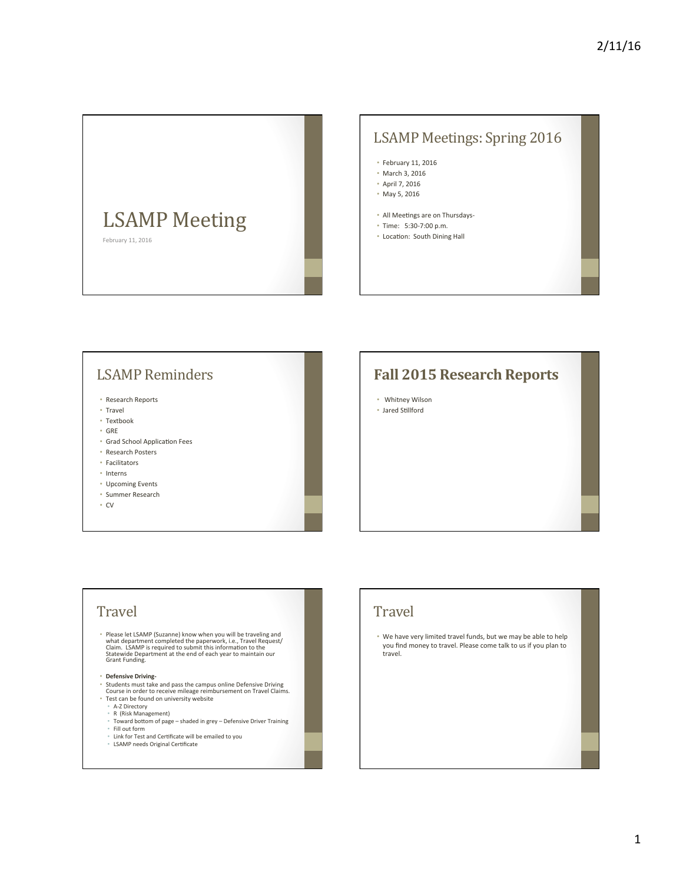# LSAMP Meeting

February 11, 2016

## LSAMP Meetings: Spring 2016

- February 11, 2016
- March 3, 2016
- April 7, 2016
- May 5, 2016

- All Meetings are on Thursdays-
- Time: 5:30-7:00 p.m.
- Location: South Dining Hall

## LSAMP Reminders

- Research Reports
- Travel
- Textbook
- GRE
- Grad School Application Fees
- Research Posters
- Facilitators
- Interns
- Upcoming Events
- Summer Research
- CV

## Fall 2015 Research Reports

- Whitney Wilson
- Jared Stillford

## Travel

- Please let LSAMP (Suzanne) know when you will be traveling and what department completed the paperwork, i.e., Travel Request/Claim. LSAMP is required to submit this information to the Statewide Department at the end of each year to maintain our Grant Funding.

- **Defensive Driving-**
- Students must take and pass the campus online Defensive Driving Course in order to receive mileage reimbursement on Travel Claims.
- Test can be found on university website
  - A-Z Directory
  - R (Risk Management)
  - Toward bottom of page – shaded in grey – Defensive Driver Training
  - Fill out form
  - Link for Test and Certificate will be emailed to you
  - LSAMP needs Original Certificate

## Travel

- We have very limited travel funds, but we may be able to help you find money to travel. Please come talk to us if you plan to travel.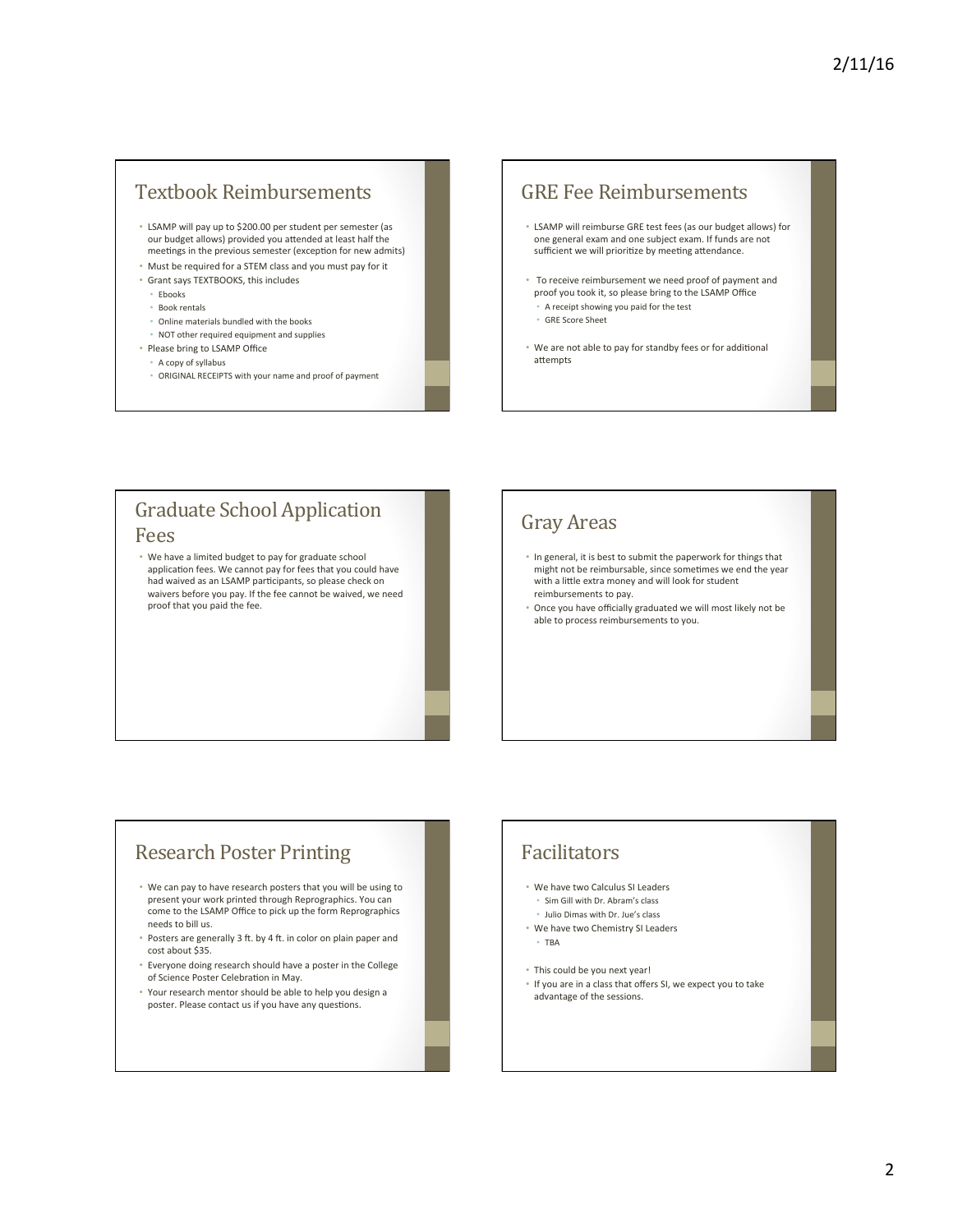## Textbook Reimbursements

- LSAMP will pay up to $200.00 per student per semester (as our budget allows) provided you attended at least half the meetings in the previous semester (exception for new admits)
- Must be required for a STEM class and you must pay for it
- Grant says TEXTBOOKS, this includes
  - Ebooks
  - Book rentals
  - Online materials bundled with the books
  - NOT other required equipment and supplies
- Please bring to LSAMP Office
  - A copy of syllabus
  - ORIGINAL RECEIPTS with your name and proof of payment

## GRE Fee Reimbursements

- LSAMP will reimburse GRE test fees (as our budget allows) for one general exam and one subject exam. If funds are not sufficient we will prioritize by meeting attendance.
- To receive reimbursement we need proof of payment and proof you took it, so please bring to the LSAMP Office
  - A receipt showing you paid for the test
  - GRE Score Sheet
- We are not able to pay for standby fees or for additional attempts

## Graduate School Application Fees

- We have a limited budget to pay for graduate school application fees. We cannot pay for fees that you could have had waived as an LSAMP participants, so please check on waivers before you pay. If the fee cannot be waived, we need proof that you paid the fee.

## Gray Areas

- In general, it is best to submit the paperwork for things that might not be reimbursable, since sometimes we end the year with a little extra money and will look for student reimbursements to pay.
- Once you have officially graduated we will most likely not be able to process reimbursements to you.

## Research Poster Printing

- We can pay to have research posters that you will be using to present your work printed through Reprographics. You can come to the LSAMP Office to pick up the form Reprographics needs to bill us.
- Posters are generally 3 ft. by 4 ft. in color on plain paper and cost about $35.
- Everyone doing research should have a poster in the College of Science Poster Celebration in May.
- Your research mentor should be able to help you design a poster. Please contact us if you have any questions.

## Facilitators

- We have two Calculus SI Leaders
  - Sim Gill with Dr. Abram's class
  - Julio Dimas with Dr. Jue's class
- We have two Chemistry SI Leaders
  - TBA
- This could be you next year!
- If you are in a class that offers SI, we expect you to take advantage of the sessions.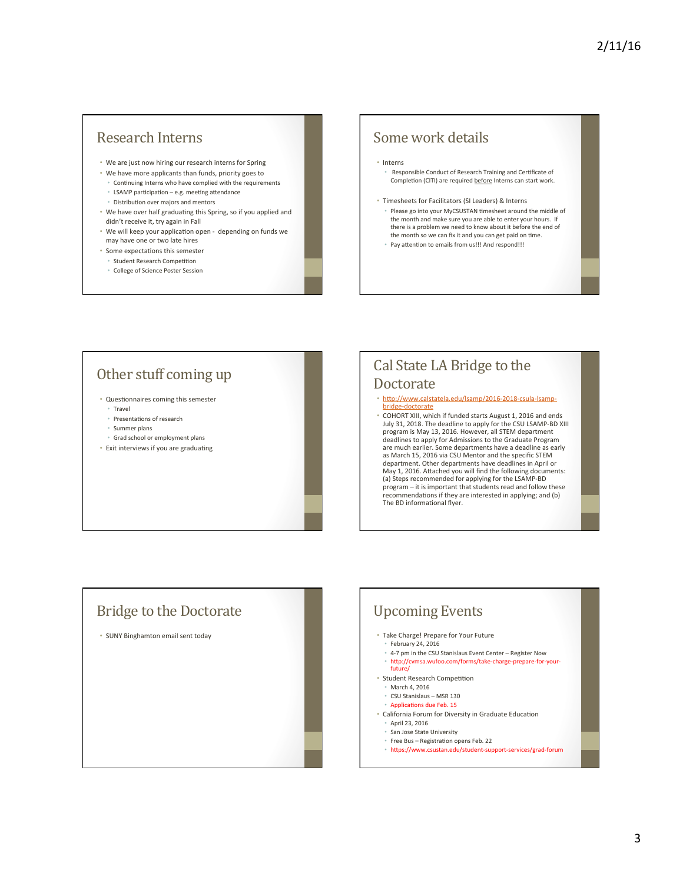## Research Interns

- We are just now hiring our research interns for Spring
- We have more applicants than funds, priority goes to
  - Continuing Interns who have complied with the requirements
  - LSAMP participation – e.g. meeting attendance
  - Distribution over majors and mentors
- We have over half graduating this Spring, so if you applied and didn't receive it, try again in Fall
- We will keep your application open - depending on funds we may have one or two late hires
- Some expectations this semester
  - Student Research Competition
  - College of Science Poster Session

## Some work details

- Interns
  - Responsible Conduct of Research Training and Certificate of Completion (CITI) are required before Interns can start work.
- Timesheets for Facilitators (SI Leaders) & Interns
  - Please go into your MyCSUSTAN timesheet around the middle of the month and make sure you are able to enter your hours. If there is a problem we need to know about it before the end of the month so we can fix it and you can get paid on time.
  - Pay attention to emails from us!!! And respond!!!

## Other stuff coming up

- Questionnaires coming this semester
  - Travel
  - Presentations of research
  - Summer plans
  - Grad school or employment plans
- Exit interviews if you are graduating

## Cal State LA Bridge to the Doctorate

- http://www.calstatela.edu/lsamp/2016-2018-csula-lsamp-bridge-doctorate
- COHORT XIII, which if funded starts August 1, 2016 and ends July 31, 2018. The deadline to apply for the CSU LSAMP-BD XIII program is May 13, 2016. However, all STEM department deadlines to apply for Admissions to the Graduate Program are much earlier. Some departments have a deadline as early as March 15, 2016 via CSU Mentor and the specific STEM department. Other departments have deadlines in April or May 1, 2016. Attached you will find the following documents: (a) Steps recommended for applying for the LSAMP-BD program – it is important that students read and follow these recommendations if they are interested in applying; and (b) The BD informational flyer.

## Bridge to the Doctorate

- SUNY Binghamton email sent today

## Upcoming Events

- Take Charge! Prepare for Your Future
  - February 24, 2016
  - 4-7 pm in the CSU Stanislaus Event Center – Register Now
  - http://cvmsa.wufoo.com/forms/take-charge-prepare-for-your-future/
- Student Research Competition
  - March 4, 2016
  - CSU Stanislaus – MSR 130
  - Applications due Feb. 15
- California Forum for Diversity in Graduate Education
  - April 23, 2016
  - San Jose State University
  - Free Bus – Registration opens Feb. 22
  - https://www.csustan.edu/student-support-services/grad-forum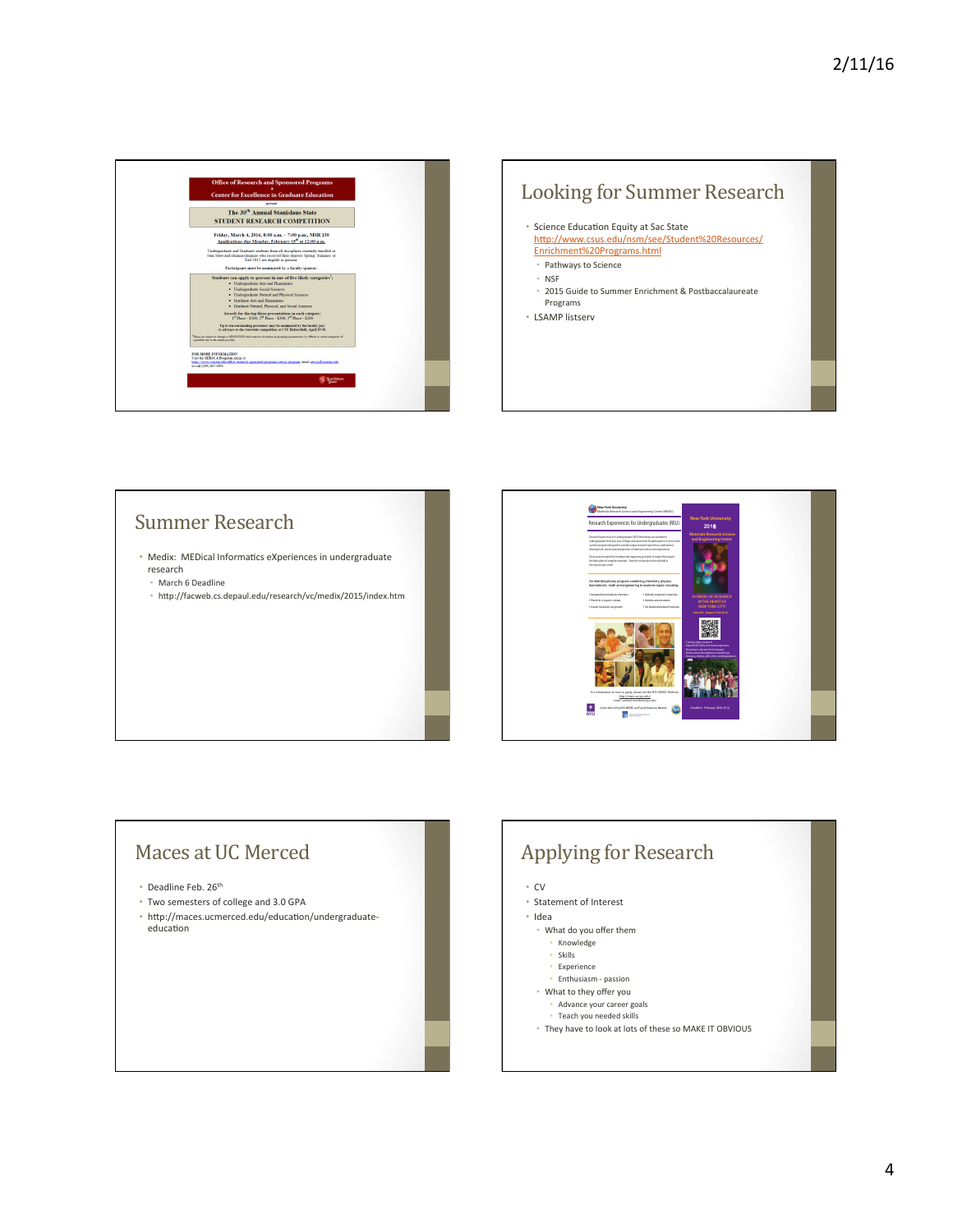Office of Research and Sponsored Programs
&
Center for Excellence in Graduate Education
present

The 30th Annual Stanislaus State
STUDENT RESEARCH COMPETITION

Friday, March 4, 2016, 8:00 a.m. – 7:00 p.m., MSR 130
Applications due Monday, February 15th at 12:00 a.m.

Undergraduate and Graduate students from all disciplines currently enrolled at Stan State and alumnae/alumni who received their degrees Spring, Summer, or Fall 2015 are eligible to present.

Participants must be nominated by a faculty sponsor.

Students can apply to present in one of five likely categories:

- Undergraduate Arts and Humanities
- Undergraduate Social Sciences
- Undergraduate Natural and Physical Sciences
- Graduate Arts and Humanities
- Graduate Natural, Physical, and Social Sciences

Awards for the top three presentations in each category:
1st Place - $300, 2nd Place - $200, 3rd Place - $100

Up to two outstanding presenters may be nominated by the faculty jury to advance to the statewide competition at CSU Bakersfield, April 29-30.

FOR MORE INFORMATION

## Looking for Summer Research

- Science Education Equity at Sac State
  http://www.csus.edu/nsm/see/Student%20Resources/Enrichment%20Programs.html
  - Pathways to Science
  - NSF
  - 2015 Guide to Summer Enrichment & Postbaccalaureate Programs
- LSAMP listserv

## Summer Research

- Medix: MEDical Informatics eXperiences in undergraduate research
  - March 6 Deadline
  - http://facweb.cs.depaul.edu/research/vc/medix/2015/index.htm

New York University
Materials Research Science and Engineering Center (MRSEC)

Research Experiences for Undergraduates (REU)

New York University 2016
Materials Research Science and Engineering Center

10 WEEKS OF RESEARCH IN THE HEART OF NEW YORK CITY

Deadline: February 28th, 2016

## Maces at UC Merced

- Deadline Feb. 26th
- Two semesters of college and 3.0 GPA
- http://maces.ucmerced.edu/education/undergraduate-education

## Applying for Research

- CV
- Statement of Interest
- Idea
  - What do you offer them
    - Knowledge
    - Skills
    - Experience
    - Enthusiasm - passion
  - What to they offer you
    - Advance your career goals
    - Teach you needed skills
  - They have to look at lots of these so MAKE IT OBVIOUS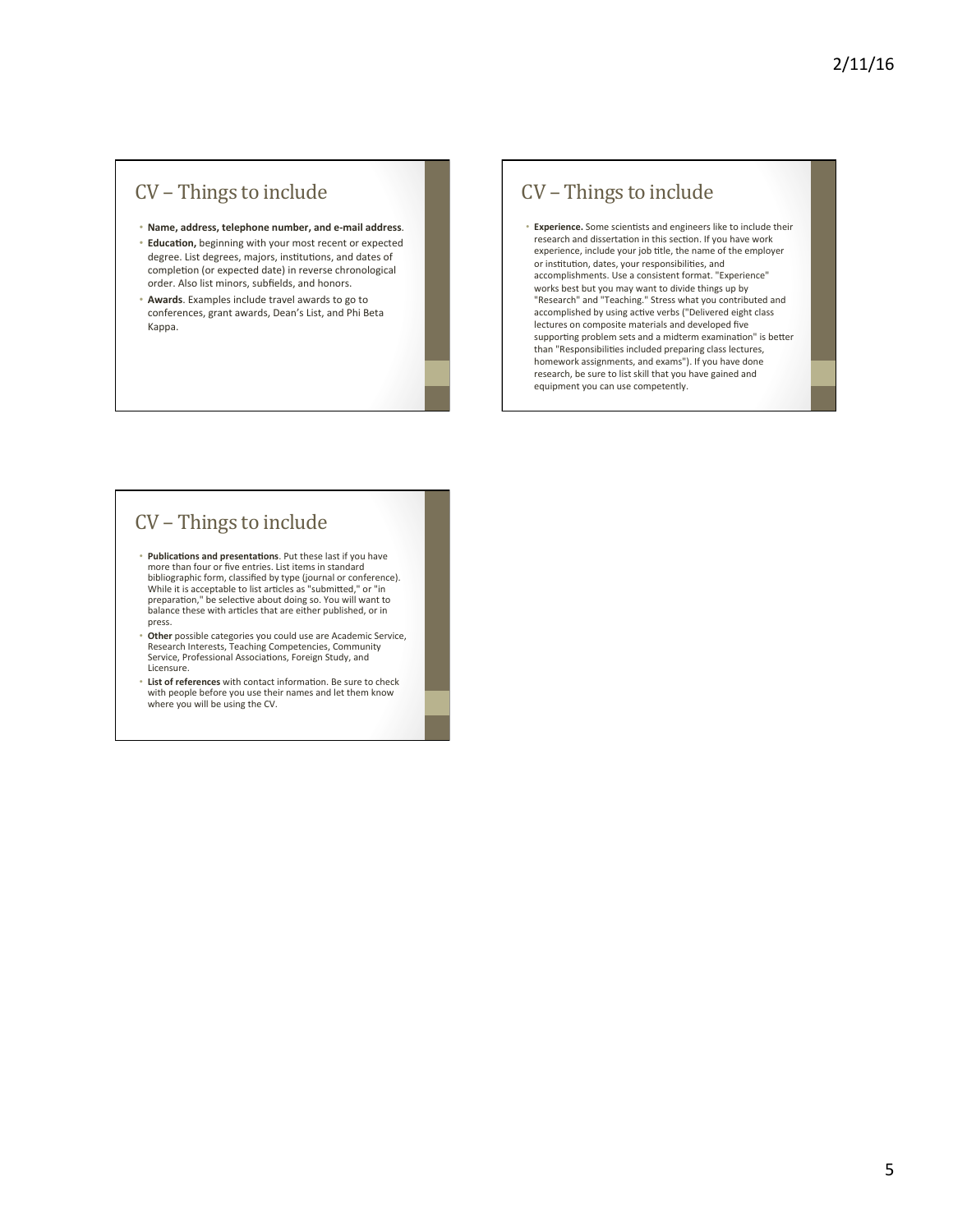## CV – Things to include

- **Name, address, telephone number, and e-mail address**.
- **Education,** beginning with your most recent or expected degree. List degrees, majors, institutions, and dates of completion (or expected date) in reverse chronological order. Also list minors, subfields, and honors.
- **Awards**. Examples include travel awards to go to conferences, grant awards, Dean's List, and Phi Beta Kappa.

## CV – Things to include

- **Experience.** Some scientists and engineers like to include their research and dissertation in this section. If you have work experience, include your job title, the name of the employer or institution, dates, your responsibilities, and accomplishments. Use a consistent format. "Experience" works best but you may want to divide things up by "Research" and "Teaching." Stress what you contributed and accomplished by using active verbs ("Delivered eight class lectures on composite materials and developed five supporting problem sets and a midterm examination" is better than "Responsibilities included preparing class lectures, homework assignments, and exams"). If you have done research, be sure to list skill that you have gained and equipment you can use competently.

## CV – Things to include

- **Publications and presentations**. Put these last if you have more than four or five entries. List items in standard bibliographic form, classified by type (journal or conference). While it is acceptable to list articles as "submitted," or "in preparation," be selective about doing so. You will want to balance these with articles that are either published, or in press.
- **Other** possible categories you could use are Academic Service, Research Interests, Teaching Competencies, Community Service, Professional Associations, Foreign Study, and Licensure.
- **List of references** with contact information. Be sure to check with people before you use their names and let them know where you will be using the CV.